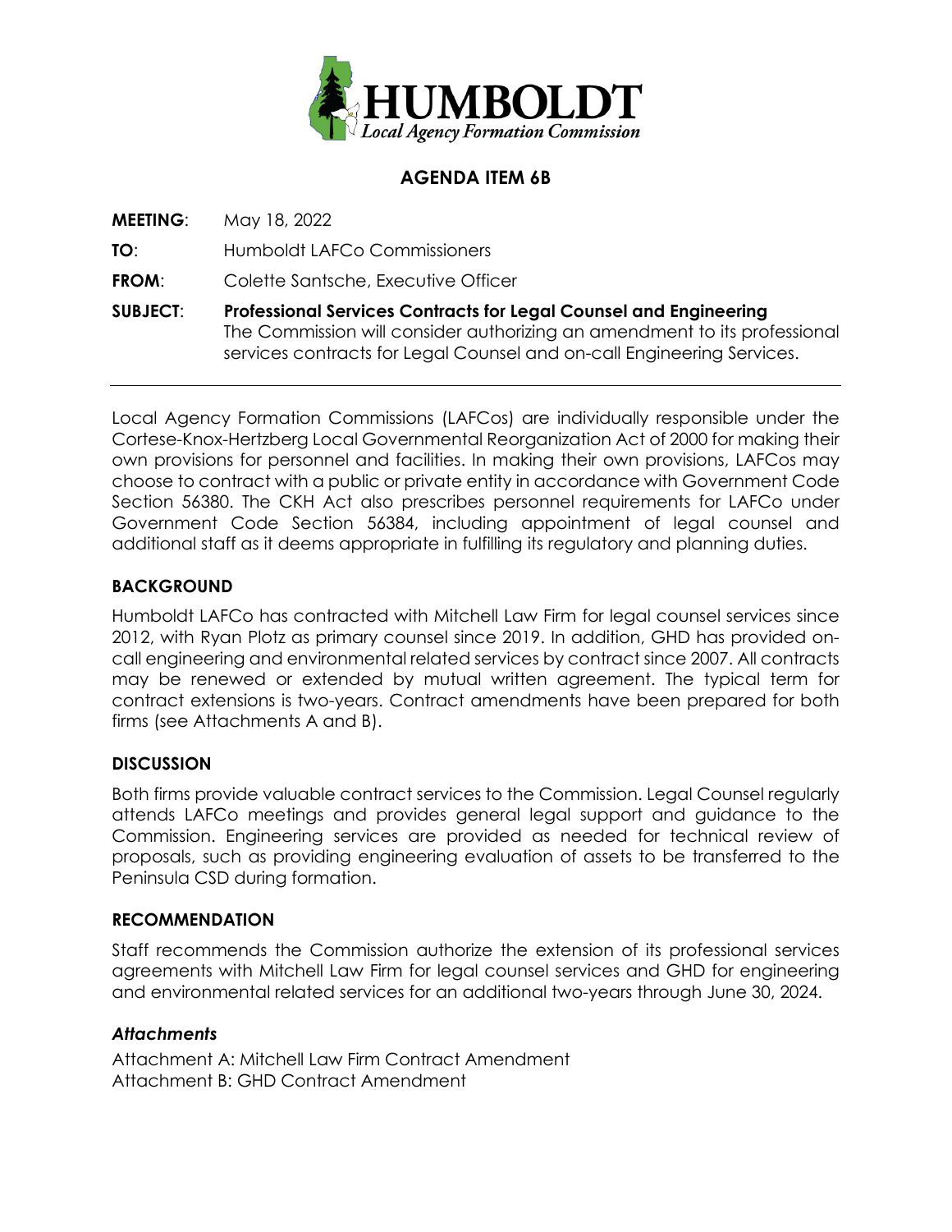# HUMBOLDT
*Local Agency Formation Commission*

## AGENDA ITEM 6B

**MEETING**: May 18, 2022

**TO**: Humboldt LAFCo Commissioners

**FROM**: Colette Santsche, Executive Officer

**SUBJECT**: **Professional Services Contracts for Legal Counsel and Engineering**
The Commission will consider authorizing an amendment to its professional services contracts for Legal Counsel and on-call Engineering Services.

---

Local Agency Formation Commissions (LAFCos) are individually responsible under the Cortese-Knox-Hertzberg Local Governmental Reorganization Act of 2000 for making their own provisions for personnel and facilities. In making their own provisions, LAFCos may choose to contract with a public or private entity in accordance with Government Code Section 56380. The CKH Act also prescribes personnel requirements for LAFCo under Government Code Section 56384, including appointment of legal counsel and additional staff as it deems appropriate in fulfilling its regulatory and planning duties.

### BACKGROUND

Humboldt LAFCo has contracted with Mitchell Law Firm for legal counsel services since 2012, with Ryan Plotz as primary counsel since 2019. In addition, GHD has provided on-call engineering and environmental related services by contract since 2007. All contracts may be renewed or extended by mutual written agreement. The typical term for contract extensions is two-years. Contract amendments have been prepared for both firms (see Attachments A and B).

### DISCUSSION

Both firms provide valuable contract services to the Commission. Legal Counsel regularly attends LAFCo meetings and provides general legal support and guidance to the Commission. Engineering services are provided as needed for technical review of proposals, such as providing engineering evaluation of assets to be transferred to the Peninsula CSD during formation.

### RECOMMENDATION

Staff recommends the Commission authorize the extension of its professional services agreements with Mitchell Law Firm for legal counsel services and GHD for engineering and environmental related services for an additional two-years through June 30, 2024.

### *Attachments*

Attachment A: Mitchell Law Firm Contract Amendment
Attachment B: GHD Contract Amendment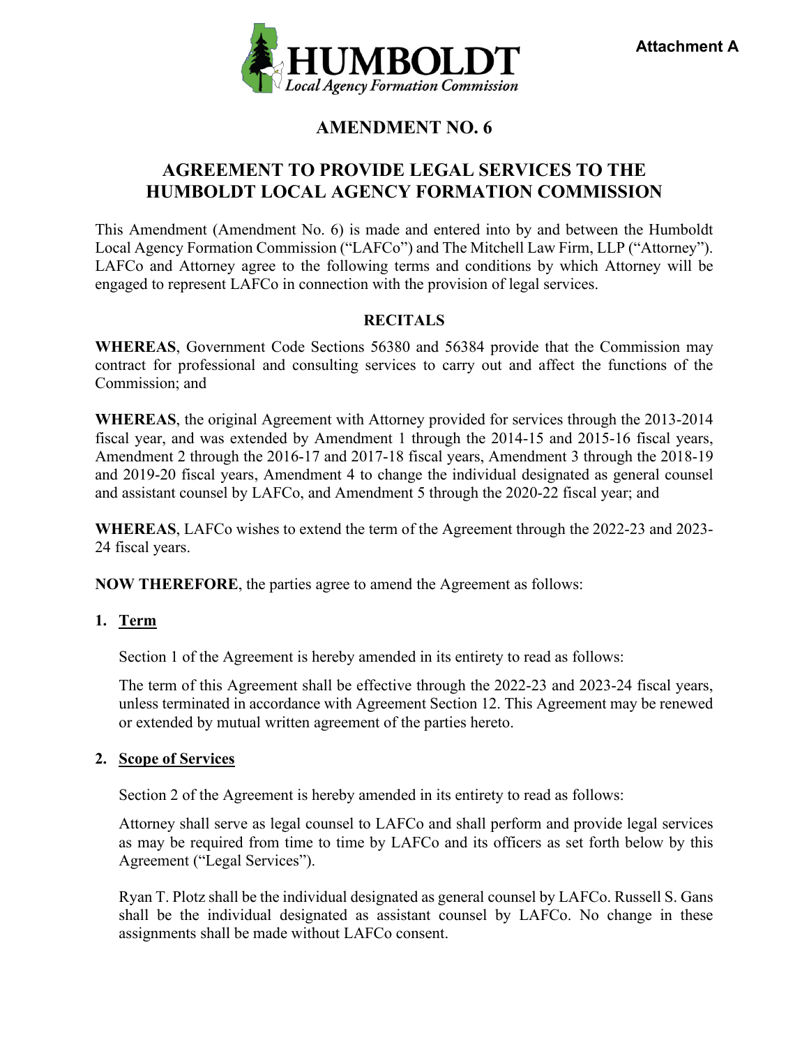Attachment A

HUMBOLDT
*Local Agency Formation Commission*

# AMENDMENT NO. 6

## AGREEMENT TO PROVIDE LEGAL SERVICES TO THE HUMBOLDT LOCAL AGENCY FORMATION COMMISSION

This Amendment (Amendment No. 6) is made and entered into by and between the Humboldt Local Agency Formation Commission ("LAFCo") and The Mitchell Law Firm, LLP ("Attorney"). LAFCo and Attorney agree to the following terms and conditions by which Attorney will be engaged to represent LAFCo in connection with the provision of legal services.

### RECITALS

**WHEREAS**, Government Code Sections 56380 and 56384 provide that the Commission may contract for professional and consulting services to carry out and affect the functions of the Commission; and

**WHEREAS**, the original Agreement with Attorney provided for services through the 2013-2014 fiscal year, and was extended by Amendment 1 through the 2014-15 and 2015-16 fiscal years, Amendment 2 through the 2016-17 and 2017-18 fiscal years, Amendment 3 through the 2018-19 and 2019-20 fiscal years, Amendment 4 to change the individual designated as general counsel and assistant counsel by LAFCo, and Amendment 5 through the 2020-22 fiscal year; and

**WHEREAS**, LAFCo wishes to extend the term of the Agreement through the 2022-23 and 2023-24 fiscal years.

**NOW THEREFORE**, the parties agree to amend the Agreement as follows:

**1. Term**

Section 1 of the Agreement is hereby amended in its entirety to read as follows:

The term of this Agreement shall be effective through the 2022-23 and 2023-24 fiscal years, unless terminated in accordance with Agreement Section 12. This Agreement may be renewed or extended by mutual written agreement of the parties hereto.

**2. Scope of Services**

Section 2 of the Agreement is hereby amended in its entirety to read as follows:

Attorney shall serve as legal counsel to LAFCo and shall perform and provide legal services as may be required from time to time by LAFCo and its officers as set forth below by this Agreement ("Legal Services").

Ryan T. Plotz shall be the individual designated as general counsel by LAFCo. Russell S. Gans shall be the individual designated as assistant counsel by LAFCo. No change in these assignments shall be made without LAFCo consent.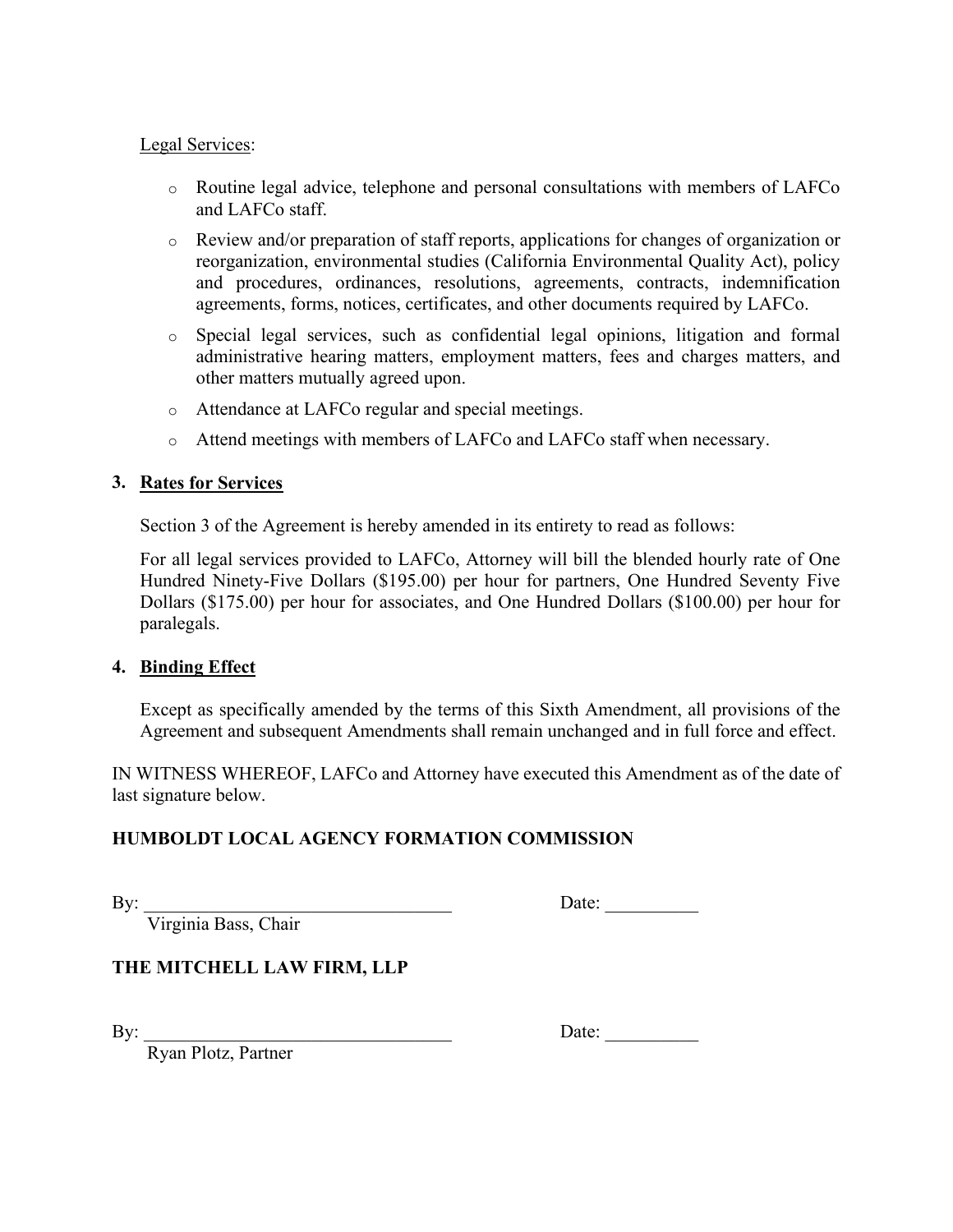Legal Services:

- Routine legal advice, telephone and personal consultations with members of LAFCo and LAFCo staff.
- Review and/or preparation of staff reports, applications for changes of organization or reorganization, environmental studies (California Environmental Quality Act), policy and procedures, ordinances, resolutions, agreements, contracts, indemnification agreements, forms, notices, certificates, and other documents required by LAFCo.
- Special legal services, such as confidential legal opinions, litigation and formal administrative hearing matters, employment matters, fees and charges matters, and other matters mutually agreed upon.
- Attendance at LAFCo regular and special meetings.
- Attend meetings with members of LAFCo and LAFCo staff when necessary.

**3. Rates for Services**

Section 3 of the Agreement is hereby amended in its entirety to read as follows:

For all legal services provided to LAFCo, Attorney will bill the blended hourly rate of One Hundred Ninety-Five Dollars ($195.00) per hour for partners, One Hundred Seventy Five Dollars ($175.00) per hour for associates, and One Hundred Dollars ($100.00) per hour for paralegals.

**4. Binding Effect**

Except as specifically amended by the terms of this Sixth Amendment, all provisions of the Agreement and subsequent Amendments shall remain unchanged and in full force and effect.

IN WITNESS WHEREOF, LAFCo and Attorney have executed this Amendment as of the date of last signature below.

**HUMBOLDT LOCAL AGENCY FORMATION COMMISSION**

By: ________________________________ Date: __________
Virginia Bass, Chair

**THE MITCHELL LAW FIRM, LLP**

By: ________________________________ Date: __________
Ryan Plotz, Partner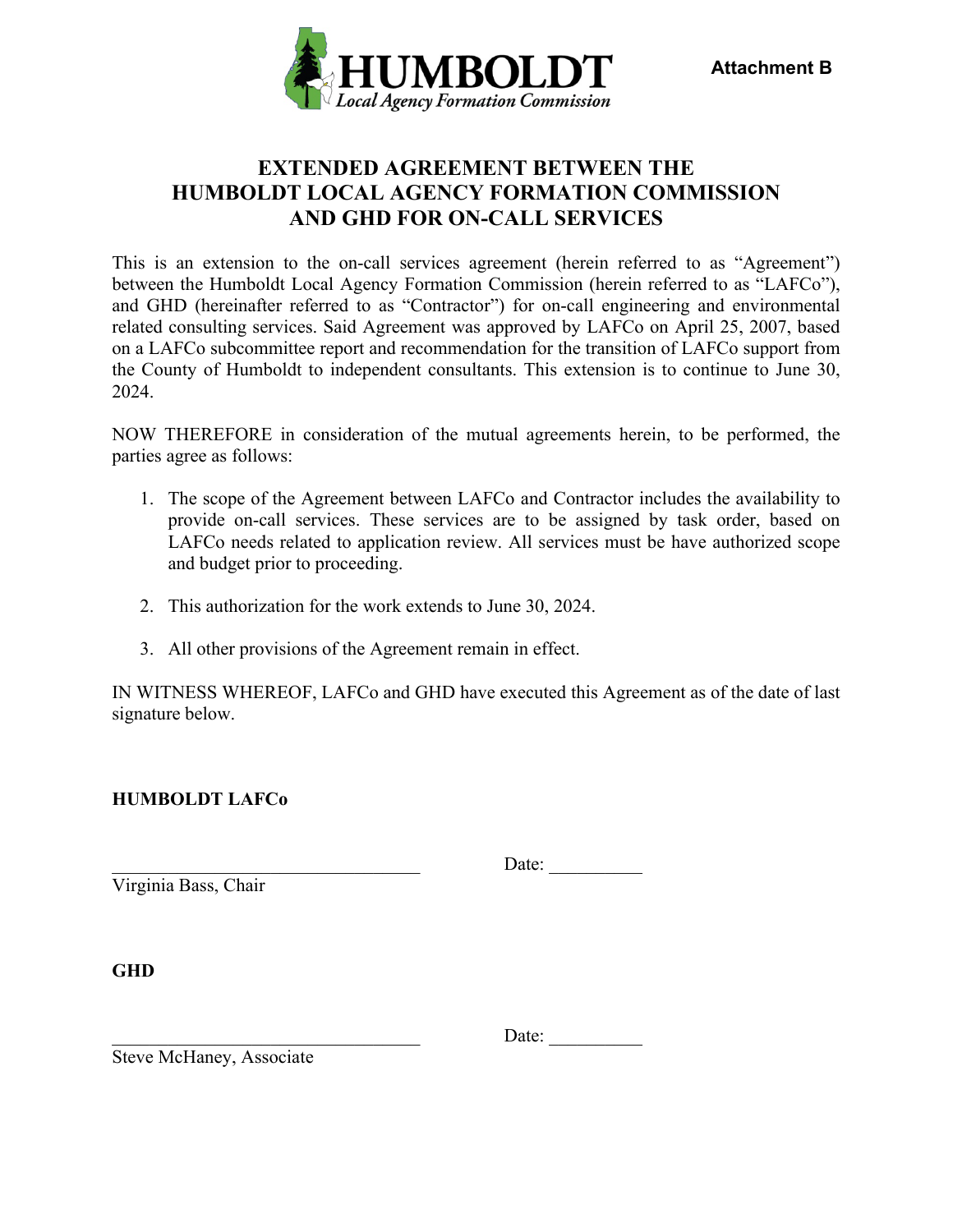HUMBOLDT
*Local Agency Formation Commission*

**Attachment B**

# EXTENDED AGREEMENT BETWEEN THE HUMBOLDT LOCAL AGENCY FORMATION COMMISSION AND GHD FOR ON-CALL SERVICES

This is an extension to the on-call services agreement (herein referred to as "Agreement") between the Humboldt Local Agency Formation Commission (herein referred to as "LAFCo"), and GHD (hereinafter referred to as "Contractor") for on-call engineering and environmental related consulting services. Said Agreement was approved by LAFCo on April 25, 2007, based on a LAFCo subcommittee report and recommendation for the transition of LAFCo support from the County of Humboldt to independent consultants. This extension is to continue to June 30, 2024.

NOW THEREFORE in consideration of the mutual agreements herein, to be performed, the parties agree as follows:

1. The scope of the Agreement between LAFCo and Contractor includes the availability to provide on-call services. These services are to be assigned by task order, based on LAFCo needs related to application review. All services must be have authorized scope and budget prior to proceeding.

2. This authorization for the work extends to June 30, 2024.

3. All other provisions of the Agreement remain in effect.

IN WITNESS WHEREOF, LAFCo and GHD have executed this Agreement as of the date of last signature below.

**HUMBOLDT LAFCo**

_______________________________ Date: __________
Virginia Bass, Chair

**GHD**

_______________________________ Date: __________
Steve McHaney, Associate